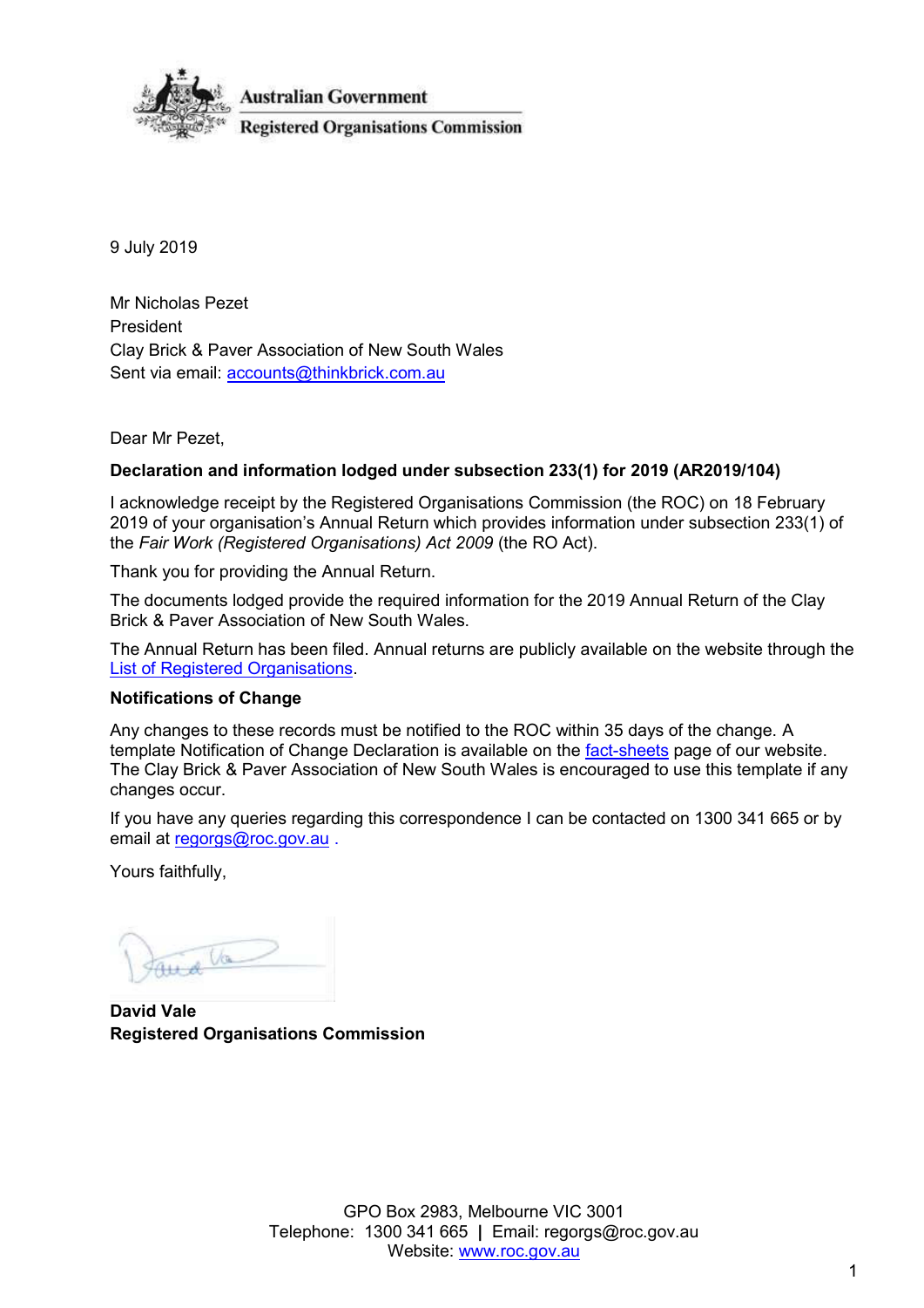Australian Government

Registered Organisations Commission

9 July 2019

Mr Nicholas Pezet
President
Clay Brick & Paver Association of New South Wales
Sent via email: accounts@thinkbrick.com.au

Dear Mr Pezet,

**Declaration and information lodged under subsection 233(1) for 2019 (AR2019/104)**

I acknowledge receipt by the Registered Organisations Commission (the ROC) on 18 February 2019 of your organisation's Annual Return which provides information under subsection 233(1) of the *Fair Work (Registered Organisations) Act 2009* (the RO Act).

Thank you for providing the Annual Return.

The documents lodged provide the required information for the 2019 Annual Return of the Clay Brick & Paver Association of New South Wales.

The Annual Return has been filed. Annual returns are publicly available on the website through the List of Registered Organisations.

**Notifications of Change**

Any changes to these records must be notified to the ROC within 35 days of the change. A template Notification of Change Declaration is available on the fact-sheets page of our website. The Clay Brick & Paver Association of New South Wales is encouraged to use this template if any changes occur.

If you have any queries regarding this correspondence I can be contacted on 1300 341 665 or by email at regorgs@roc.gov.au .

Yours faithfully,

**David Vale**
**Registered Organisations Commission**

GPO Box 2983, Melbourne VIC 3001
Telephone: 1300 341 665 | Email: regorgs@roc.gov.au
Website: www.roc.gov.au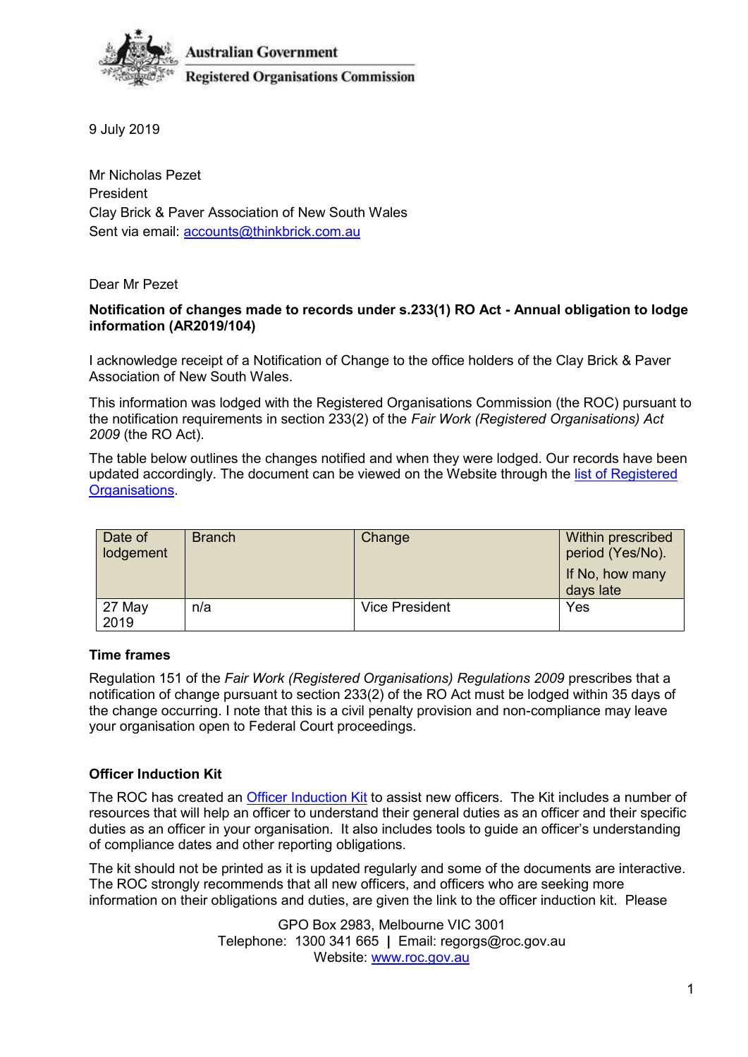Australian Government
Registered Organisations Commission

9 July 2019

Mr Nicholas Pezet
President
Clay Brick & Paver Association of New South Wales
Sent via email: accounts@thinkbrick.com.au

Dear Mr Pezet

**Notification of changes made to records under s.233(1) RO Act - Annual obligation to lodge information (AR2019/104)**

I acknowledge receipt of a Notification of Change to the office holders of the Clay Brick & Paver Association of New South Wales.

This information was lodged with the Registered Organisations Commission (the ROC) pursuant to the notification requirements in section 233(2) of the *Fair Work (Registered Organisations) Act 2009* (the RO Act).

The table below outlines the changes notified and when they were lodged. Our records have been updated accordingly. The document can be viewed on the Website through the list of Registered Organisations.

| Date of lodgement | Branch | Change | Within prescribed period (Yes/No). If No, how many days late |
|---|---|---|---|
| 27 May 2019 | n/a | Vice President | Yes |

**Time frames**

Regulation 151 of the *Fair Work (Registered Organisations) Regulations 2009* prescribes that a notification of change pursuant to section 233(2) of the RO Act must be lodged within 35 days of the change occurring. I note that this is a civil penalty provision and non-compliance may leave your organisation open to Federal Court proceedings.

**Officer Induction Kit**

The ROC has created an Officer Induction Kit to assist new officers. The Kit includes a number of resources that will help an officer to understand their general duties as an officer and their specific duties as an officer in your organisation. It also includes tools to guide an officer's understanding of compliance dates and other reporting obligations.

The kit should not be printed as it is updated regularly and some of the documents are interactive. The ROC strongly recommends that all new officers, and officers who are seeking more information on their obligations and duties, are given the link to the officer induction kit. Please

GPO Box 2983, Melbourne VIC 3001
Telephone: 1300 341 665 | Email: regorgs@roc.gov.au
Website: www.roc.gov.au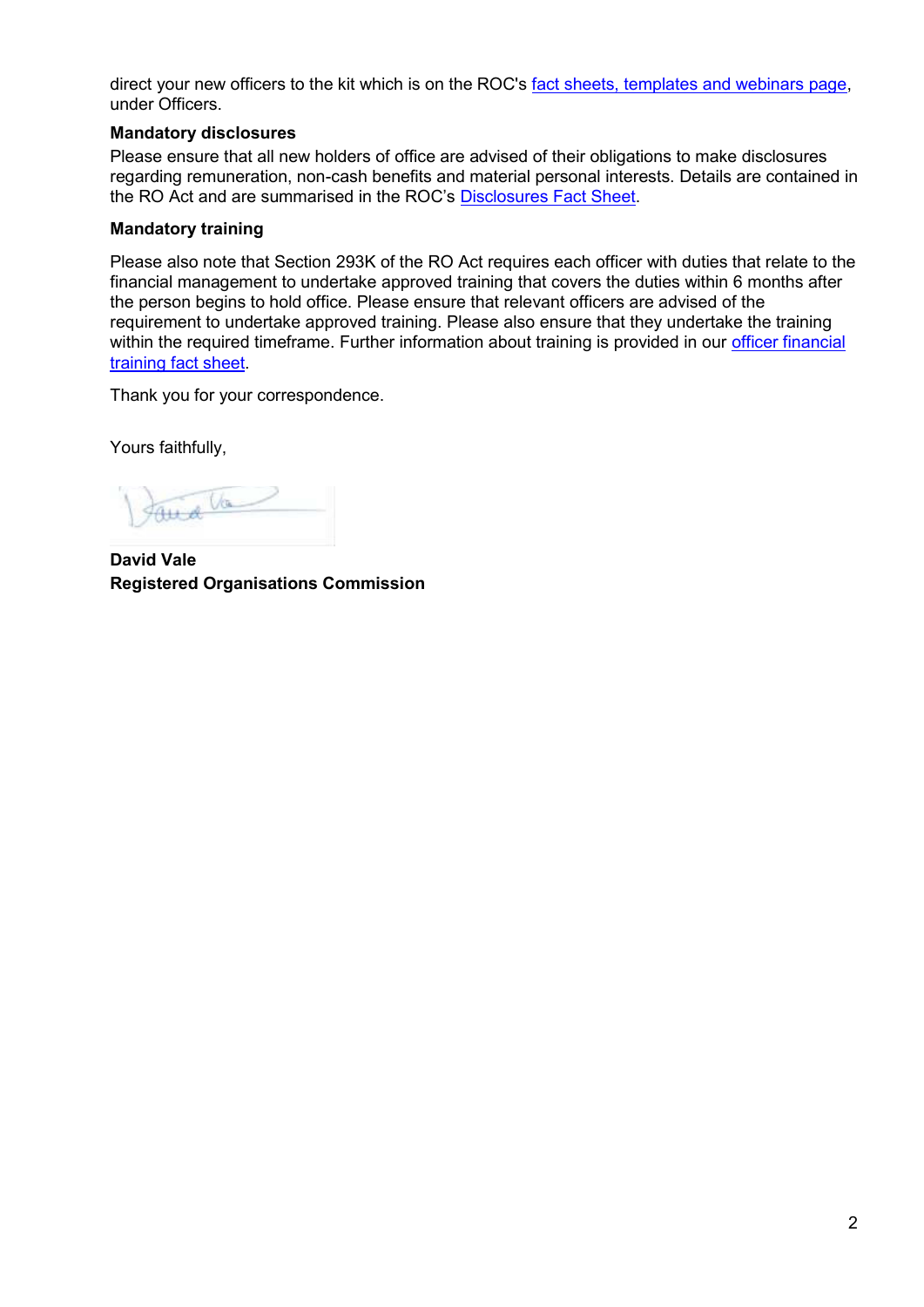direct your new officers to the kit which is on the ROC's fact sheets, templates and webinars page, under Officers.

**Mandatory disclosures**

Please ensure that all new holders of office are advised of their obligations to make disclosures regarding remuneration, non-cash benefits and material personal interests. Details are contained in the RO Act and are summarised in the ROC's Disclosures Fact Sheet.

**Mandatory training**

Please also note that Section 293K of the RO Act requires each officer with duties that relate to the financial management to undertake approved training that covers the duties within 6 months after the person begins to hold office. Please ensure that relevant officers are advised of the requirement to undertake approved training. Please also ensure that they undertake the training within the required timeframe. Further information about training is provided in our officer financial training fact sheet.

Thank you for your correspondence.

Yours faithfully,

**David Vale**
**Registered Organisations Commission**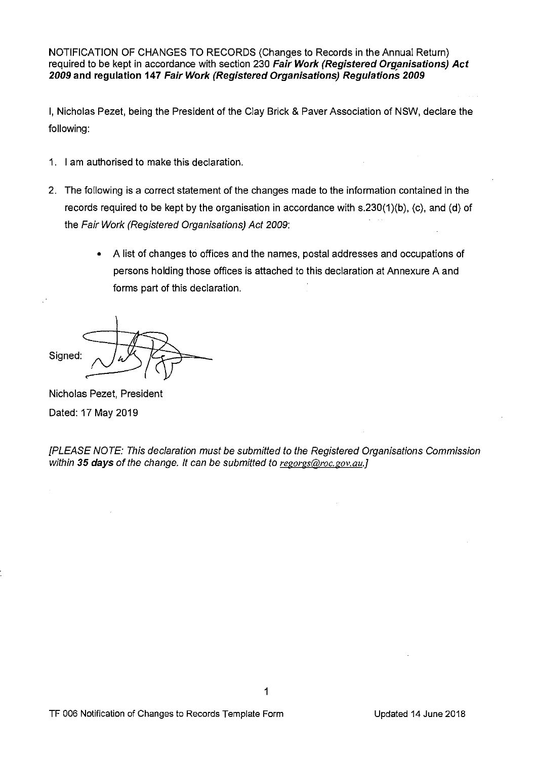NOTIFICATION OF CHANGES TO RECORDS (Changes to Records in the Annual Return) required to be kept in accordance with section 230 ***Fair Work (Registered Organisations) Act 2009*** **and regulation 147** ***Fair Work (Registered Organisations) Regulations 2009***

I, Nicholas Pezet, being the President of the Clay Brick & Paver Association of NSW, declare the following:

1. I am authorised to make this declaration.
2. The following is a correct statement of the changes made to the information contained in the records required to be kept by the organisation in accordance with s.230(1)(b), (c), and (d) of the *Fair Work (Registered Organisations) Act 2009*:
   - A list of changes to offices and the names, postal addresses and occupations of persons holding those offices is attached to this declaration at Annexure A and forms part of this declaration.

Signed:

Nicholas Pezet, President

Dated: 17 May 2019

*[PLEASE NOTE: This declaration must be submitted to the Registered Organisations Commission within* ***35 days*** *of the change. It can be submitted to regorgs@roc.gov.au.]*

TF 006 Notification of Changes to Records Template Form

Updated 14 June 2018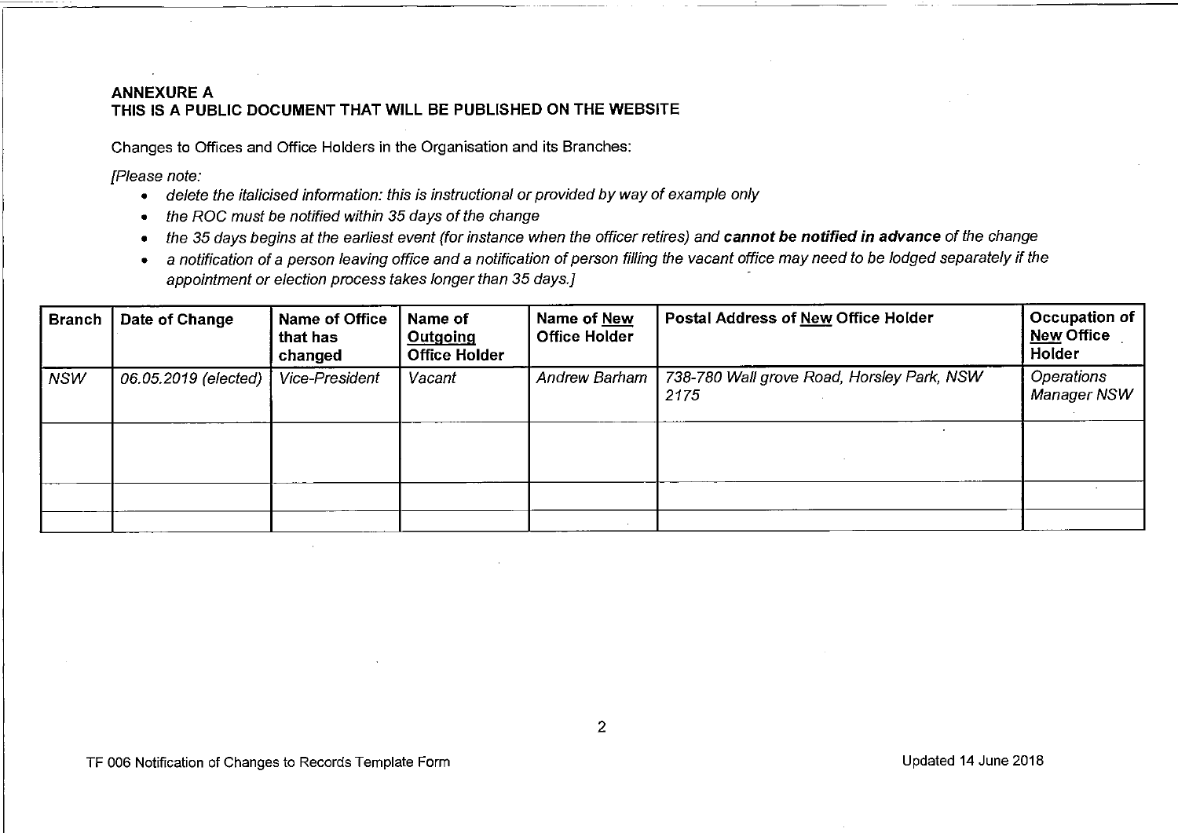**ANNEXURE A**
**THIS IS A PUBLIC DOCUMENT THAT WILL BE PUBLISHED ON THE WEBSITE**

Changes to Offices and Office Holders in the Organisation and its Branches:

*[Please note:*

- *delete the italicised information: this is instructional or provided by way of example only*
- *the ROC must be notified within 35 days of the change*
- *the 35 days begins at the earliest event (for instance when the officer retires) and* ***cannot be notified in advance*** *of the change*
- *a notification of a person leaving office and a notification of person filling the vacant office may need to be lodged separately if the appointment or election process takes longer than 35 days.]*

| Branch | Date of Change | Name of Office that has changed | Name of Outgoing Office Holder | Name of New Office Holder | Postal Address of New Office Holder | Occupation of New Office Holder |
|---|---|---|---|---|---|---|
| *NSW* | *06.05.2019 (elected)* | *Vice-President* | *Vacant* | *Andrew Barham* | *738-780 Wall grove Road, Horsley Park, NSW 2175* | *Operations Manager NSW* |
| | | | | | | |
| | | | | | | |
| | | | | | | |

TF 006 Notification of Changes to Records Template Form

Updated 14 June 2018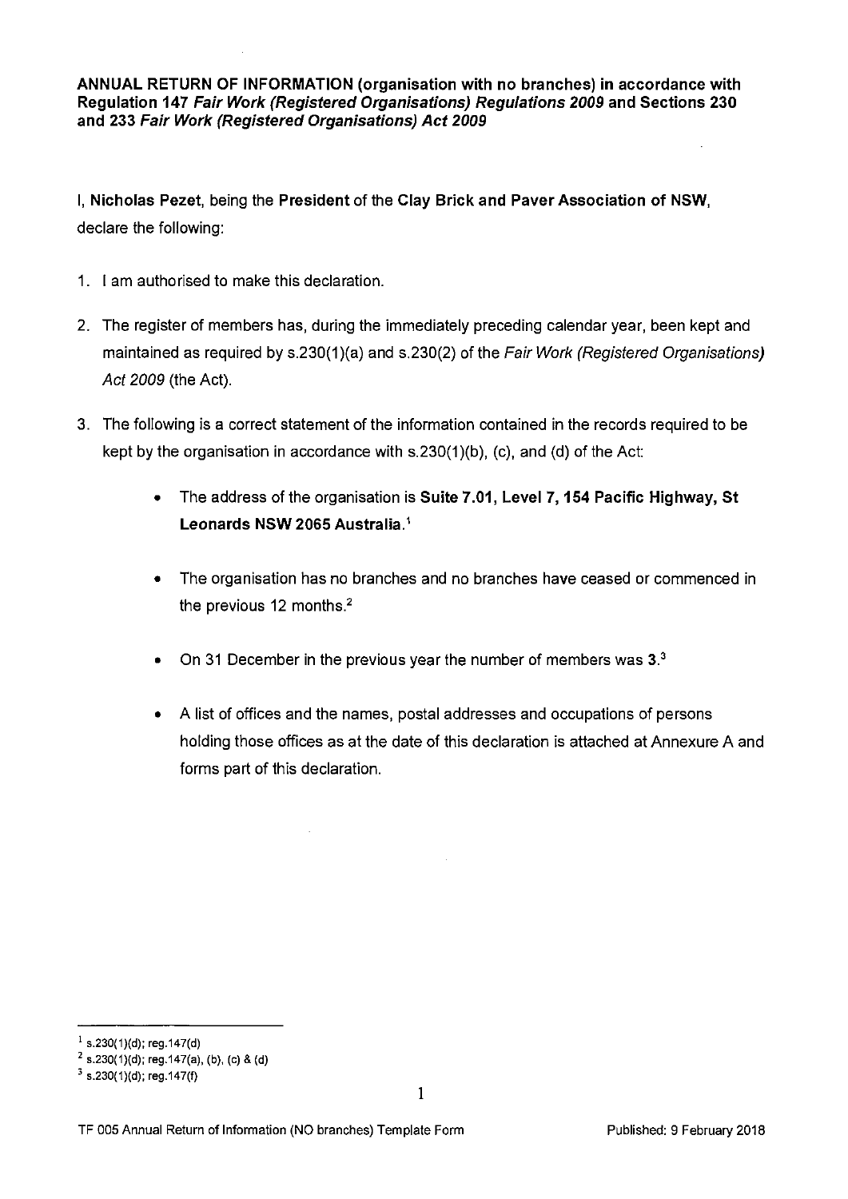**ANNUAL RETURN OF INFORMATION (organisation with no branches) in accordance with Regulation 147 *Fair Work (Registered Organisations) Regulations 2009* and Sections 230 and 233 *Fair Work (Registered Organisations) Act 2009***

I, **Nicholas Pezet**, being the **President** of the **Clay Brick and Paver Association of NSW**, declare the following:

1. I am authorised to make this declaration.
2. The register of members has, during the immediately preceding calendar year, been kept and maintained as required by s.230(1)(a) and s.230(2) of the *Fair Work (Registered Organisations) Act 2009* (the Act).
3. The following is a correct statement of the information contained in the records required to be kept by the organisation in accordance with s.230(1)(b), (c), and (d) of the Act:

    - The address of the organisation is **Suite 7.01, Level 7, 154 Pacific Highway, St Leonards NSW 2065 Australia**.[1]
    - The organisation has no branches and no branches have ceased or commenced in the previous 12 months.[2]
    - On 31 December in the previous year the number of members was **3**.[3]
    - A list of offices and the names, postal addresses and occupations of persons holding those offices as at the date of this declaration is attached at Annexure A and forms part of this declaration.

---

[1] s.230(1)(d); reg.147(d)

[2] s.230(1)(d); reg.147(a), (b), (c) & (d)

[3] s.230(1)(d); reg.147(f)

TF 005 Annual Return of Information (NO branches) Template Form — Published: 9 February 2018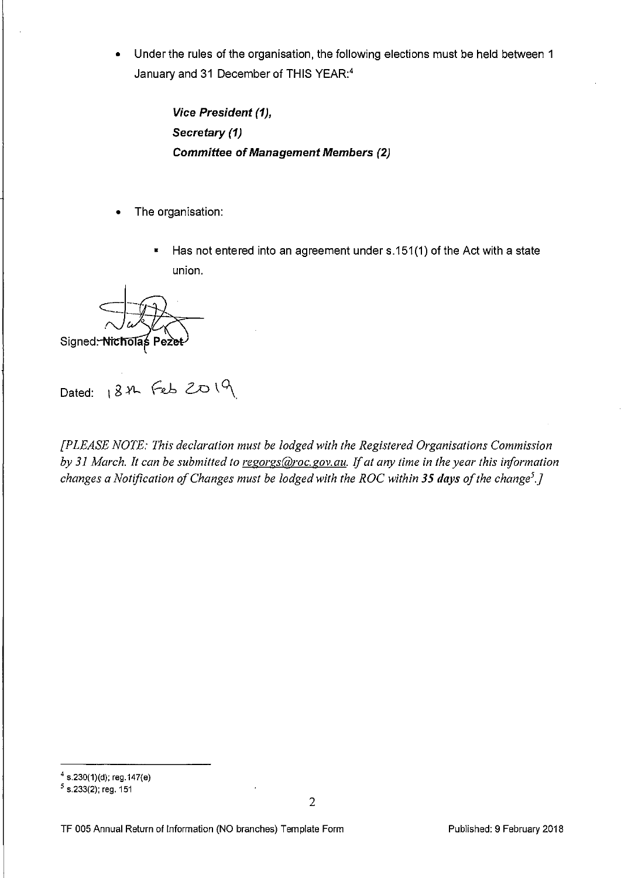- Under the rules of the organisation, the following elections must be held between 1 January and 31 December of THIS YEAR:[4]

  ***Vice President (1),***
  ***Secretary (1)***
  ***Committee of Management Members (2)***

- The organisation:

  - Has not entered into an agreement under s.151(1) of the Act with a state union.

Signed: Nicholas Pezet

Dated: 18th Feb 2019

*[PLEASE NOTE: This declaration must be lodged with the Registered Organisations Commission by 31 March. It can be submitted to regorgs@roc.gov.au. If at any time in the year this information changes a Notification of Changes must be lodged with the ROC within **35 days** of the change[5].]*

[4] s.230(1)(d); reg.147(e)

[5] s.233(2); reg. 151

TF 005 Annual Return of Information (NO branches) Template Form

Published: 9 February 2018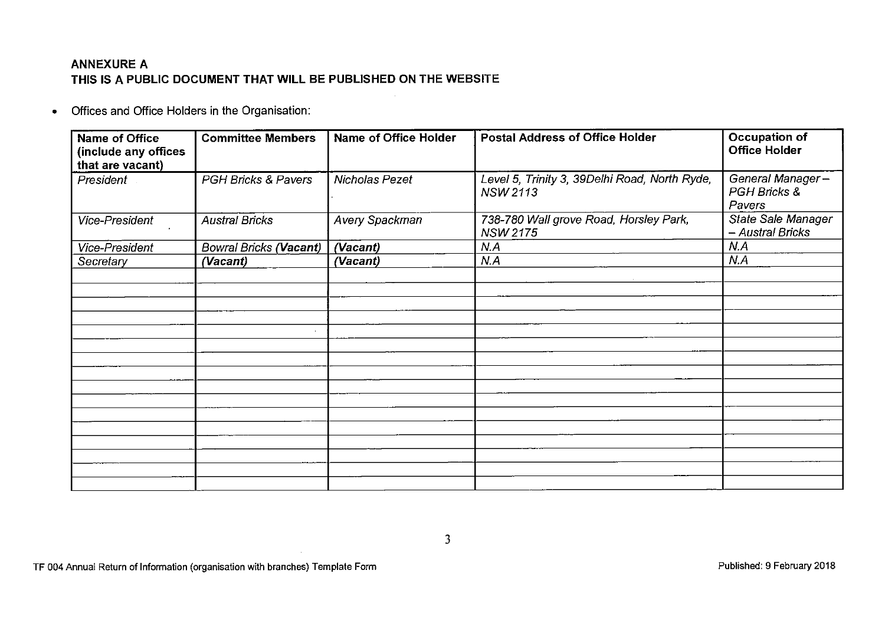**ANNEXURE A**
**THIS IS A PUBLIC DOCUMENT THAT WILL BE PUBLISHED ON THE WEBSITE**

- Offices and Office Holders in the Organisation:

| Name of Office (include any offices that are vacant) | Committee Members | Name of Office Holder | Postal Address of Office Holder | Occupation of Office Holder |
|---|---|---|---|---|
| *President* | *PGH Bricks & Pavers* | *Nicholas Pezet* | *Level 5, Trinity 3, 39Delhi Road, North Ryde, NSW 2113* | *General Manager – PGH Bricks & Pavers* |
| *Vice-President* | *Austral Bricks* | *Avery Spackman* | *738-780 Wall grove Road, Horsley Park, NSW 2175* | *State Sale Manager – Austral Bricks* |
| *Vice-President* | *Bowral Bricks **(Vacant)*** | ***(Vacant)*** | *N.A* | *N.A* |
| *Secretary* | ***(Vacant)*** | ***(Vacant)*** | *N.A* | *N.A* |
| | | | | |
| | | | | |
| | | | | |
| | | | | |
| | | | | |
| | | | | |
| | | | | |
| | | | | |
| | | | | |
| | | | | |
| | | | | |
| | | | | |
| | | | | |
| | | | | |
| | | | | |
| | | | | |

TF 004 Annual Return of Information (organisation with branches) Template Form

Published: 9 February 2018